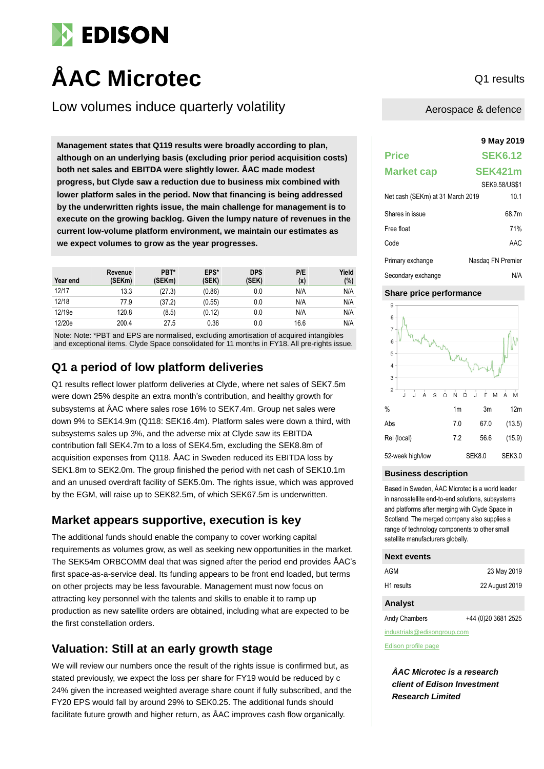# EDISON

# ÅAC Microtec

Q1 results

## Low volumes induce quarterly volatility

Aerospace & defence

**Management states that Q119 results were broadly according to plan, although on an underlying basis (excluding prior period acquisition costs) both net sales and EBITDA were slightly lower. ÅAC made modest progress, but Clyde saw a reduction due to business mix combined with lower platform sales in the period. Now that financing is being addressed by the underwritten rights issue, the main challenge for management is to execute on the growing backlog. Given the lumpy nature of revenues in the current low-volume platform environment, we maintain our estimates as we expect volumes to grow as the year progresses.**

| Year end | Revenue (SEKm) | PBT* (SEKm) | EPS* (SEK) | DPS (SEK) | P/E (x) | Yield (%) |
|---|---|---|---|---|---|---|
| 12/17 | 13.3 | (27.3) | (0.86) | 0.0 | N/A | N/A |
| 12/18 | 77.9 | (37.2) | (0.55) | 0.0 | N/A | N/A |
| 12/19e | 120.8 | (8.5) | (0.12) | 0.0 | N/A | N/A |
| 12/20e | 200.4 | 27.5 | 0.36 | 0.0 | 16.6 | N/A |

Note: Note: *PBT and EPS are normalised, excluding amortisation of acquired intangibles and exceptional items. Clyde Space consolidated for 11 months in FY18. All pre-rights issue.

## Q1 a period of low platform deliveries

Q1 results reflect lower platform deliveries at Clyde, where net sales of SEK7.5m were down 25% despite an extra month's contribution, and healthy growth for subsystems at ÅAC where sales rose 16% to SEK7.4m. Group net sales were down 9% to SEK14.9m (Q118: SEK16.4m). Platform sales were down a third, with subsystems sales up 3%, and the adverse mix at Clyde saw its EBITDA contribution fall SEK4.7m to a loss of SEK4.5m, excluding the SEK8.8m of acquisition expenses from Q118. ÅAC in Sweden reduced its EBITDA loss by SEK1.8m to SEK2.0m. The group finished the period with net cash of SEK10.1m and an unused overdraft facility of SEK5.0m. The rights issue, which was approved by the EGM, will raise up to SEK82.5m, of which SEK67.5m is underwritten.

## Market appears supportive, execution is key

The additional funds should enable the company to cover working capital requirements as volumes grow, as well as seeking new opportunities in the market. The SEK54m ORBCOMM deal that was signed after the period end provides ÅAC's first space-as-a-service deal. Its funding appears to be front end loaded, but terms on other projects may be less favourable. Management must now focus on attracting key personnel with the talents and skills to enable it to ramp up production as new satellite orders are obtained, including what are expected to be the first constellation orders.

## Valuation: Still at an early growth stage

We will review our numbers once the result of the rights issue is confirmed but, as stated previously, we expect the loss per share for FY19 would be reduced by c 24% given the increased weighted average share count if fully subscribed, and the FY20 EPS would fall by around 29% to SEK0.25. The additional funds should facilitate future growth and higher return, as ÅAC improves cash flow organically.

**9 May 2019**

| | |
|---|---|
| **Price** | **SEK6.12** |
| **Market cap** | **SEK421m** |
| | SEK9.58/US$1 |
| Net cash (SEKm) at 31 March 2019 | 10.1 |
| Shares in issue | 68.7m |
| Free float | 71% |
| Code | AAC |
| Primary exchange | Nasdaq FN Premier |
| Secondary exchange | N/A |

### Share price performance

| % | 1m | 3m | 12m |
|---|---|---|---|
| Abs | 7.0 | 67.0 | (13.5) |
| Rel (local) | 7.2 | 56.6 | (15.9) |
| 52-week high/low | | SEK8.0 | SEK3.0 |

### Business description

Based in Sweden, ÅAC Microtec is a world leader in nanosatellite end-to-end solutions, subsystems and platforms after merging with Clyde Space in Scotland. The merged company also supplies a range of technology components to other small satellite manufacturers globally.

### Next events

| | |
|---|---|
| AGM | 23 May 2019 |
| H1 results | 22 August 2019 |

### Analyst

Andy Chambers +44 (0)20 3681 2525

industrials@edisongroup.com

Edison profile page

***ÅAC Microtec is a research client of Edison Investment Research Limited***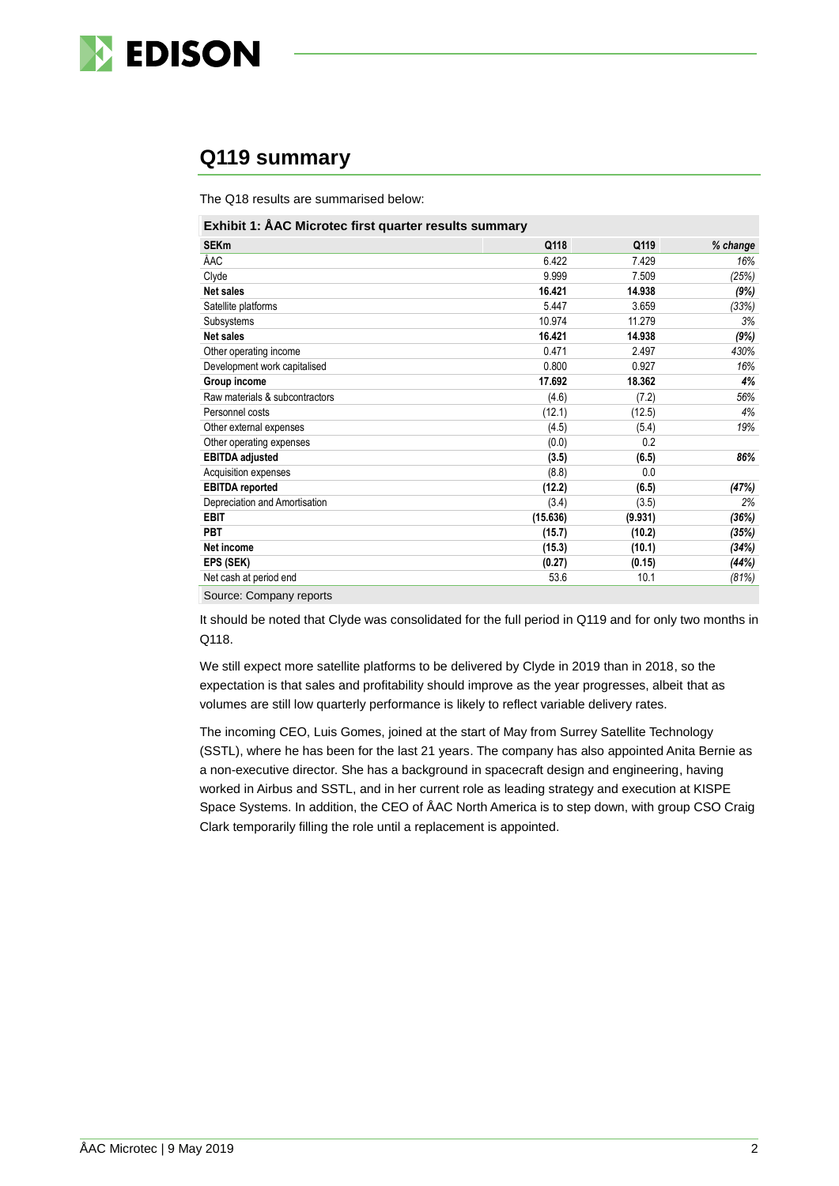## Q119 summary

The Q18 results are summarised below:

**Exhibit 1: ÅAC Microtec first quarter results summary**

| SEKm | Q118 | Q119 | % change |
|---|---|---|---|
| ÅAC | 6.422 | 7.429 | *16%* |
| Clyde | 9.999 | 7.509 | *(25%)* |
| **Net sales** | **16.421** | **14.938** | ***(9%)*** |
| Satellite platforms | 5.447 | 3.659 | *(33%)* |
| Subsystems | 10.974 | 11.279 | *3%* |
| **Net sales** | **16.421** | **14.938** | ***(9%)*** |
| Other operating income | 0.471 | 2.497 | *430%* |
| Development work capitalised | 0.800 | 0.927 | *16%* |
| **Group income** | **17.692** | **18.362** | ***4%*** |
| Raw materials & subcontractors | (4.6) | (7.2) | *56%* |
| Personnel costs | (12.1) | (12.5) | *4%* |
| Other external expenses | (4.5) | (5.4) | *19%* |
| Other operating expenses | (0.0) | 0.2 | |
| **EBITDA adjusted** | **(3.5)** | **(6.5)** | ***86%*** |
| Acquisition expenses | (8.8) | 0.0 | |
| **EBITDA reported** | **(12.2)** | **(6.5)** | ***(47%)*** |
| Depreciation and Amortisation | (3.4) | (3.5) | *2%* |
| **EBIT** | **(15.636)** | **(9.931)** | ***(36%)*** |
| **PBT** | **(15.7)** | **(10.2)** | ***(35%)*** |
| **Net income** | **(15.3)** | **(10.1)** | ***(34%)*** |
| **EPS (SEK)** | **(0.27)** | **(0.15)** | ***(44%)*** |
| Net cash at period end | 53.6 | 10.1 | *(81%)* |

Source: Company reports

It should be noted that Clyde was consolidated for the full period in Q119 and for only two months in Q118.

We still expect more satellite platforms to be delivered by Clyde in 2019 than in 2018, so the expectation is that sales and profitability should improve as the year progresses, albeit that as volumes are still low quarterly performance is likely to reflect variable delivery rates.

The incoming CEO, Luis Gomes, joined at the start of May from Surrey Satellite Technology (SSTL), where he has been for the last 21 years. The company has also appointed Anita Bernie as a non-executive director. She has a background in spacecraft design and engineering, having worked in Airbus and SSTL, and in her current role as leading strategy and execution at KISPE Space Systems. In addition, the CEO of ÅAC North America is to step down, with group CSO Craig Clark temporarily filling the role until a replacement is appointed.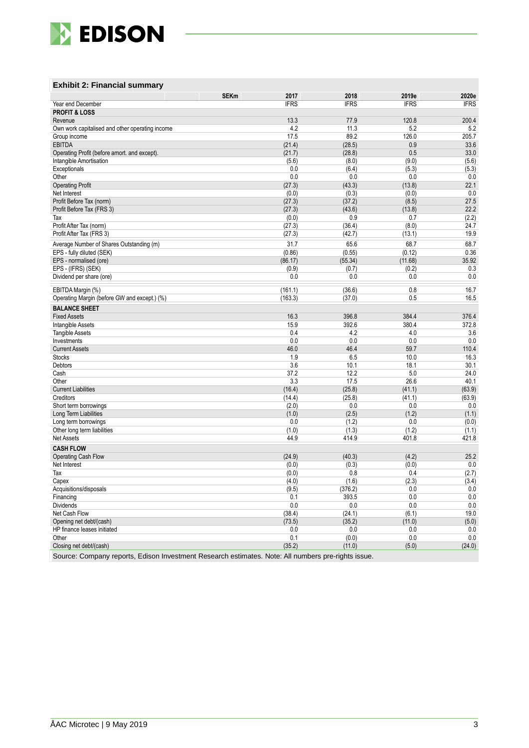### Exhibit 2: Financial summary

| SEKm | 2017 | 2018 | 2019e | 2020e |
|---|---|---|---|---|
| Year end December | IFRS | IFRS | IFRS | IFRS |
| **PROFIT & LOSS** | | | | |
| Revenue | 13.3 | 77.9 | 120.8 | 200.4 |
| Own work capitalised and other operating income | 4.2 | 11.3 | 5.2 | 5.2 |
| Group income | 17.5 | 89.2 | 126.0 | 205.7 |
| EBITDA | (21.4) | (28.5) | 0.9 | 33.6 |
| Operating Profit (before amort. and except). | (21.7) | (28.8) | 0.5 | 33.0 |
| Intangible Amortisation | (5.6) | (8.0) | (9.0) | (5.6) |
| Exceptionals | 0.0 | (6.4) | (5.3) | (5.3) |
| Other | 0.0 | 0.0 | 0.0 | 0.0 |
| Operating Profit | (27.3) | (43.3) | (13.8) | 22.1 |
| Net Interest | (0.0) | (0.3) | (0.0) | 0.0 |
| Profit Before Tax (norm) | (27.3) | (37.2) | (8.5) | 27.5 |
| Profit Before Tax (FRS 3) | (27.3) | (43.6) | (13.8) | 22.2 |
| Tax | (0.0) | 0.9 | 0.7 | (2.2) |
| Profit After Tax (norm) | (27.3) | (36.4) | (8.0) | 24.7 |
| Profit After Tax (FRS 3) | (27.3) | (42.7) | (13.1) | 19.9 |
| Average Number of Shares Outstanding (m) | 31.7 | 65.6 | 68.7 | 68.7 |
| EPS - fully diluted (SEK) | (0.86) | (0.55) | (0.12) | 0.36 |
| EPS - normalised (ore) | (86.17) | (55.34) | (11.68) | 35.92 |
| EPS - (IFRS) (SEK) | (0.9) | (0.7) | (0.2) | 0.3 |
| Dividend per share (ore) | 0.0 | 0.0 | 0.0 | 0.0 |
| EBITDA Margin (%) | (161.1) | (36.6) | 0.8 | 16.7 |
| Operating Margin (before GW and except.) (%) | (163.3) | (37.0) | 0.5 | 16.5 |
| **BALANCE SHEET** | | | | |
| Fixed Assets | 16.3 | 396.8 | 384.4 | 376.4 |
| Intangible Assets | 15.9 | 392.6 | 380.4 | 372.8 |
| Tangible Assets | 0.4 | 4.2 | 4.0 | 3.6 |
| Investments | 0.0 | 0.0 | 0.0 | 0.0 |
| Current Assets | 46.0 | 46.4 | 59.7 | 110.4 |
| Stocks | 1.9 | 6.5 | 10.0 | 16.3 |
| Debtors | 3.6 | 10.1 | 18.1 | 30.1 |
| Cash | 37.2 | 12.2 | 5.0 | 24.0 |
| Other | 3.3 | 17.5 | 26.6 | 40.1 |
| Current Liabilities | (16.4) | (25.8) | (41.1) | (63.9) |
| Creditors | (14.4) | (25.8) | (41.1) | (63.9) |
| Short term borrowings | (2.0) | 0.0 | 0.0 | 0.0 |
| Long Term Liabilities | (1.0) | (2.5) | (1.2) | (1.1) |
| Long term borrowings | 0.0 | (1.2) | 0.0 | (0.0) |
| Other long term liabilities | (1.0) | (1.3) | (1.2) | (1.1) |
| Net Assets | 44.9 | 414.9 | 401.8 | 421.8 |
| **CASH FLOW** | | | | |
| Operating Cash Flow | (24.9) | (40.3) | (4.2) | 25.2 |
| Net Interest | (0.0) | (0.3) | (0.0) | 0.0 |
| Tax | (0.0) | 0.8 | 0.4 | (2.7) |
| Capex | (4.0) | (1.6) | (2.3) | (3.4) |
| Acquisitions/disposals | (9.5) | (376.2) | 0.0 | 0.0 |
| Financing | 0.1 | 393.5 | 0.0 | 0.0 |
| Dividends | 0.0 | 0.0 | 0.0 | 0.0 |
| Net Cash Flow | (38.4) | (24.1) | (6.1) | 19.0 |
| Opening net debt/(cash) | (73.5) | (35.2) | (11.0) | (5.0) |
| HP finance leases initiated | 0.0 | 0.0 | 0.0 | 0.0 |
| Other | 0.1 | (0.0) | 0.0 | 0.0 |
| Closing net debt/(cash) | (35.2) | (11.0) | (5.0) | (24.0) |

Source: Company reports, Edison Investment Research estimates. Note: All numbers pre-rights issue.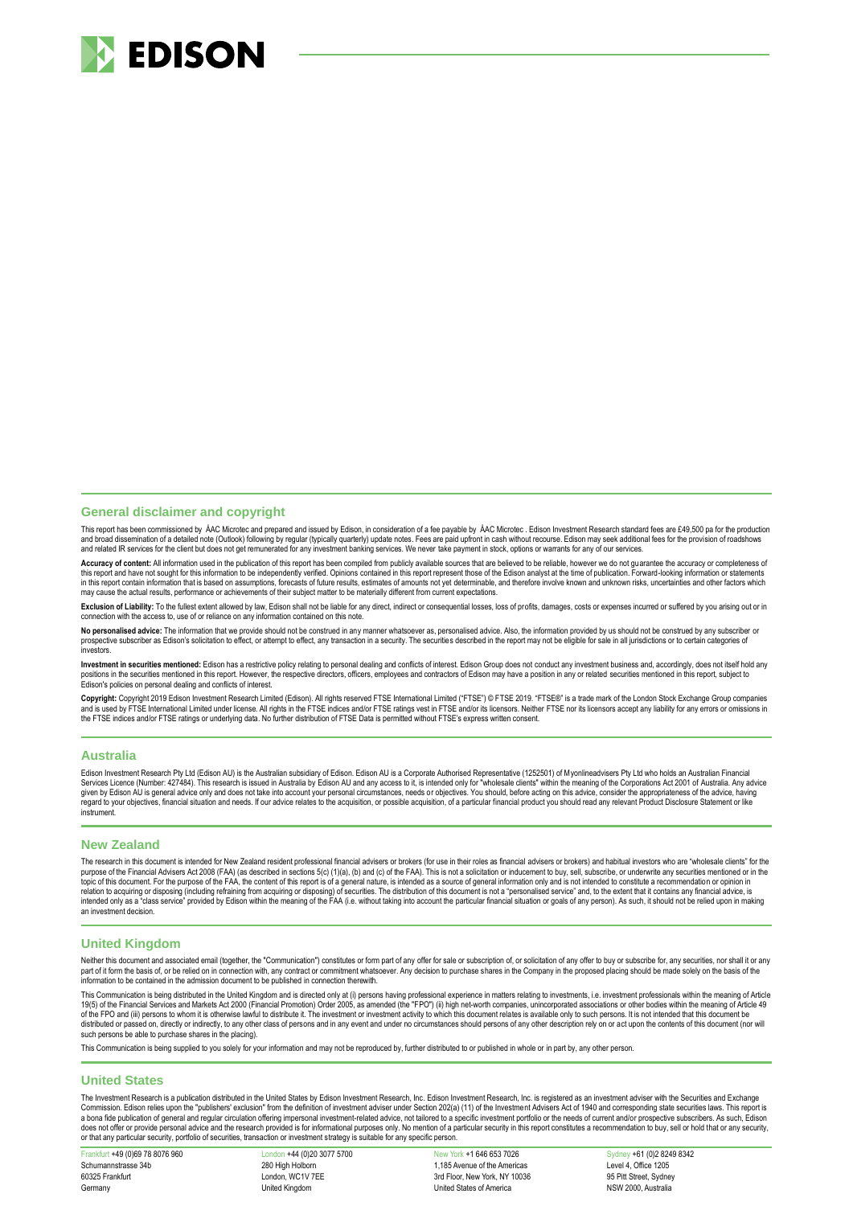## General disclaimer and copyright

This report has been commissioned by ÅAC Microtec and prepared and issued by Edison, in consideration of a fee payable by ÅAC Microtec . Edison Investment Research standard fees are £49,500 pa for the production and broad dissemination of a detailed note (Outlook) following by regular (typically quarterly) update notes. Fees are paid upfront in cash without recourse. Edison may seek additional fees for the provision of roadshows and related IR services for the client but does not get remunerated for any investment banking services. We never take payment in stock, options or warrants for any of our services.

**Accuracy of content:** All information used in the publication of this report has been compiled from publicly available sources that are believed to be reliable, however we do not guarantee the accuracy or completeness of this report and have not sought for this information to be independently verified. Opinions contained in this report represent those of the Edison analyst at the time of publication. Forward-looking information or statements in this report contain information that is based on assumptions, forecasts of future results, estimates of amounts not yet determinable, and therefore involve known and unknown risks, uncertainties and other factors which may cause the actual results, performance or achievements of their subject matter to be materially different from current expectations.

**Exclusion of Liability:** To the fullest extent allowed by law, Edison shall not be liable for any direct, indirect or consequential losses, loss of profits, damages, costs or expenses incurred or suffered by you arising out or in connection with the access to, use of or reliance on any information contained on this note.

**No personalised advice:** The information that we provide should not be construed in any manner whatsoever as, personalised advice. Also, the information provided by us should not be construed by any subscriber or prospective subscriber as Edison's solicitation to effect, or attempt to effect, any transaction in a security. The securities described in the report may not be eligible for sale in all jurisdictions or to certain categories of investors.

**Investment in securities mentioned:** Edison has a restrictive policy relating to personal dealing and conflicts of interest. Edison Group does not conduct any investment business and, accordingly, does not itself hold any positions in the securities mentioned in this report. However, the respective directors, officers, employees and contractors of Edison may have a position in any or related securities mentioned in this report, subject to Edison's policies on personal dealing and conflicts of interest.

**Copyright:** Copyright 2019 Edison Investment Research Limited (Edison). All rights reserved FTSE International Limited ("FTSE") © FTSE 2019. "FTSE®" is a trade mark of the London Stock Exchange Group companies and is used by FTSE International Limited under license. All rights in the FTSE indices and/or FTSE ratings vest in FTSE and/or its licensors. Neither FTSE nor its licensors accept any liability for any errors or omissions in the FTSE indices and/or FTSE ratings or underlying data. No further distribution of FTSE Data is permitted without FTSE's express written consent.

## Australia

Edison Investment Research Pty Ltd (Edison AU) is the Australian subsidiary of Edison. Edison AU is a Corporate Authorised Representative (1252501) of Myonlineadvisers Pty Ltd who holds an Australian Financial Services Licence (Number: 427484). This research is issued in Australia by Edison AU and any access to it, is intended only for "wholesale clients" within the meaning of the Corporations Act 2001 of Australia. Any advice given by Edison AU is general advice only and does not take into account your personal circumstances, needs or objectives. You should, before acting on this advice, consider the appropriateness of the advice, having regard to your objectives, financial situation and needs. If our advice relates to the acquisition, or possible acquisition, of a particular financial product you should read any relevant Product Disclosure Statement or like instrument.

## New Zealand

The research in this document is intended for New Zealand resident professional financial advisers or brokers (for use in their roles as financial advisers or brokers) and habitual investors who are "wholesale clients" for the purpose of the Financial Advisers Act 2008 (FAA) (as described in sections 5(c) (1)(a), (b) and (c) of the FAA). This is not a solicitation or inducement to buy, sell, subscribe, or underwrite any securities mentioned or in the topic of this document. For the purpose of the FAA, the content of this report is of a general nature, is intended as a source of general information only and is not intended to constitute a recommendation or opinion in relation to acquiring or disposing (including refraining from acquiring or disposing) of securities. The distribution of this document is not a "personalised service" and, to the extent that it contains any financial advice, is intended only as a "class service" provided by Edison within the meaning of the FAA (i.e. without taking into account the particular financial situation or goals of any person). As such, it should not be relied upon in making an investment decision.

## United Kingdom

Neither this document and associated email (together, the "Communication") constitutes or form part of any offer for sale or subscription of, or solicitation of any offer to buy or subscribe for, any securities, nor shall it or any part of it form the basis of, or be relied on in connection with, any contract or commitment whatsoever. Any decision to purchase shares in the Company in the proposed placing should be made solely on the basis of the information to be contained in the admission document to be published in connection therewith.

This Communication is being distributed in the United Kingdom and is directed only at (i) persons having professional experience in matters relating to investments, i.e. investment professionals within the meaning of Article 19(5) of the Financial Services and Markets Act 2000 (Financial Promotion) Order 2005, as amended (the "FPO") (ii) high net-worth companies, unincorporated associations or other bodies within the meaning of Article 49 of the FPO and (iii) persons to whom it is otherwise lawful to distribute it. The investment or investment activity to which this document relates is available only to such persons. It is not intended that this document be distributed or passed on, directly or indirectly, to any other class of persons and in any event and under no circumstances should persons of any other description rely on or act upon the contents of this document (nor will such persons be able to purchase shares in the placing).

This Communication is being supplied to you solely for your information and may not be reproduced by, further distributed to or published in whole or in part by, any other person.

## United States

The Investment Research is a publication distributed in the United States by Edison Investment Research, Inc. Edison Investment Research, Inc. is registered as an investment adviser with the Securities and Exchange Commission. Edison relies upon the "publishers' exclusion" from the definition of investment adviser under Section 202(a) (11) of the Investment Advisers Act of 1940 and corresponding state securities laws. This report is a bona fide publication of general and regular circulation offering impersonal investment-related advice, not tailored to a specific investment portfolio or the needs of current and/or prospective subscribers. As such, Edison does not offer or provide personal advice and the research provided is for informational purposes only. No mention of a particular security in this report constitutes a recommendation to buy, sell or hold that or any security, or that any particular security, portfolio of securities, transaction or investment strategy is suitable for any specific person.

Frankfurt +49 (0)69 78 8076 960
Schumannstrasse 34b
60325 Frankfurt
Germany

London +44 (0)20 3077 5700
280 High Holborn
London, WC1V 7EE
United Kingdom

New York +1 646 653 7026
1,185 Avenue of the Americas
3rd Floor, New York, NY 10036
United States of America

Sydney +61 (0)2 8249 8342
Level 4, Office 1205
95 Pitt Street, Sydney
NSW 2000, Australia